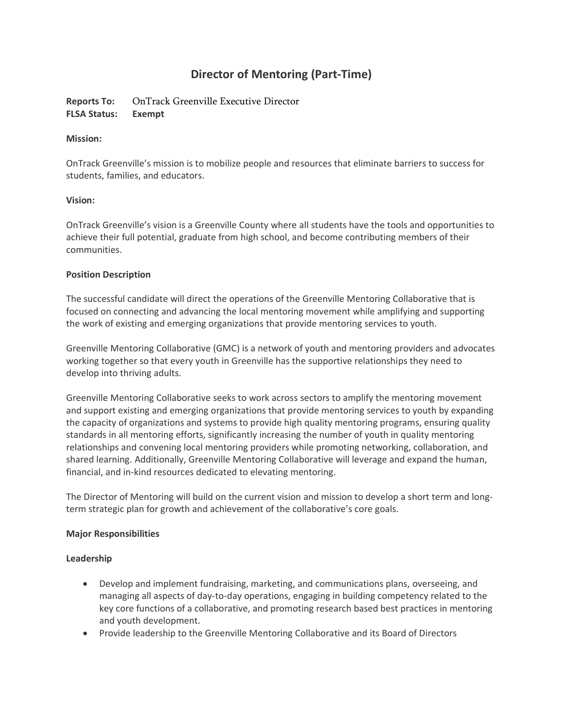# Director of Mentoring (Part-Time)

**Reports To:** OnTrack Greenville Executive Director
**FLSA Status:** **Exempt**

**Mission:**

OnTrack Greenville's mission is to mobilize people and resources that eliminate barriers to success for students, families, and educators.

**Vision:**

OnTrack Greenville's vision is a Greenville County where all students have the tools and opportunities to achieve their full potential, graduate from high school, and become contributing members of their communities.

**Position Description**

The successful candidate will direct the operations of the Greenville Mentoring Collaborative that is focused on connecting and advancing the local mentoring movement while amplifying and supporting the work of existing and emerging organizations that provide mentoring services to youth.

Greenville Mentoring Collaborative (GMC) is a network of youth and mentoring providers and advocates working together so that every youth in Greenville has the supportive relationships they need to develop into thriving adults.

Greenville Mentoring Collaborative seeks to work across sectors to amplify the mentoring movement and support existing and emerging organizations that provide mentoring services to youth by expanding the capacity of organizations and systems to provide high quality mentoring programs, ensuring quality standards in all mentoring efforts, significantly increasing the number of youth in quality mentoring relationships and convening local mentoring providers while promoting networking, collaboration, and shared learning. Additionally, Greenville Mentoring Collaborative will leverage and expand the human, financial, and in-kind resources dedicated to elevating mentoring.

The Director of Mentoring will build on the current vision and mission to develop a short term and long-term strategic plan for growth and achievement of the collaborative's core goals.

**Major Responsibilities**

**Leadership**

- Develop and implement fundraising, marketing, and communications plans, overseeing, and managing all aspects of day-to-day operations, engaging in building competency related to the key core functions of a collaborative, and promoting research based best practices in mentoring and youth development.
- Provide leadership to the Greenville Mentoring Collaborative and its Board of Directors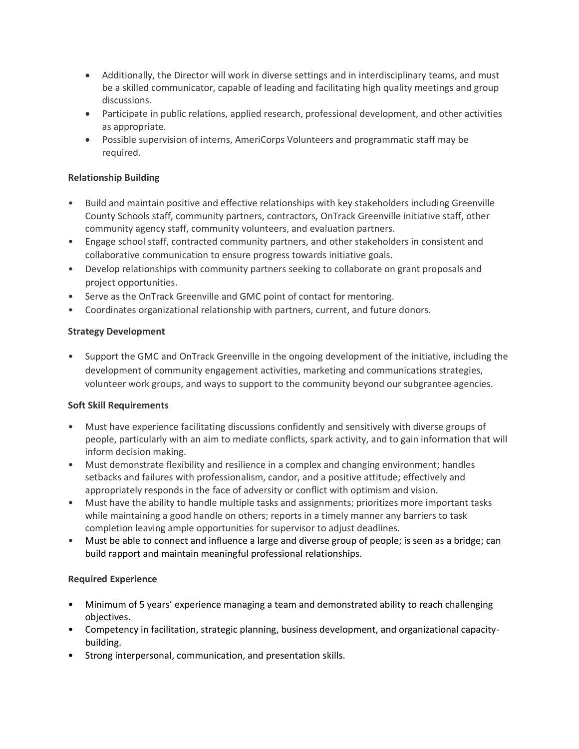- Additionally, the Director will work in diverse settings and in interdisciplinary teams, and must be a skilled communicator, capable of leading and facilitating high quality meetings and group discussions.
- Participate in public relations, applied research, professional development, and other activities as appropriate.
- Possible supervision of interns, AmeriCorps Volunteers and programmatic staff may be required.

**Relationship Building**

- Build and maintain positive and effective relationships with key stakeholders including Greenville County Schools staff, community partners, contractors, OnTrack Greenville initiative staff, other community agency staff, community volunteers, and evaluation partners.
- Engage school staff, contracted community partners, and other stakeholders in consistent and collaborative communication to ensure progress towards initiative goals.
- Develop relationships with community partners seeking to collaborate on grant proposals and project opportunities.
- Serve as the OnTrack Greenville and GMC point of contact for mentoring.
- Coordinates organizational relationship with partners, current, and future donors.

**Strategy Development**

- Support the GMC and OnTrack Greenville in the ongoing development of the initiative, including the development of community engagement activities, marketing and communications strategies, volunteer work groups, and ways to support to the community beyond our subgrantee agencies.

**Soft Skill Requirements**

- Must have experience facilitating discussions confidently and sensitively with diverse groups of people, particularly with an aim to mediate conflicts, spark activity, and to gain information that will inform decision making.
- Must demonstrate flexibility and resilience in a complex and changing environment; handles setbacks and failures with professionalism, candor, and a positive attitude; effectively and appropriately responds in the face of adversity or conflict with optimism and vision.
- Must have the ability to handle multiple tasks and assignments; prioritizes more important tasks while maintaining a good handle on others; reports in a timely manner any barriers to task completion leaving ample opportunities for supervisor to adjust deadlines.
- Must be able to connect and influence a large and diverse group of people; is seen as a bridge; can build rapport and maintain meaningful professional relationships.

**Required Experience**

- Minimum of 5 years' experience managing a team and demonstrated ability to reach challenging objectives.
- Competency in facilitation, strategic planning, business development, and organizational capacity-building.
- Strong interpersonal, communication, and presentation skills.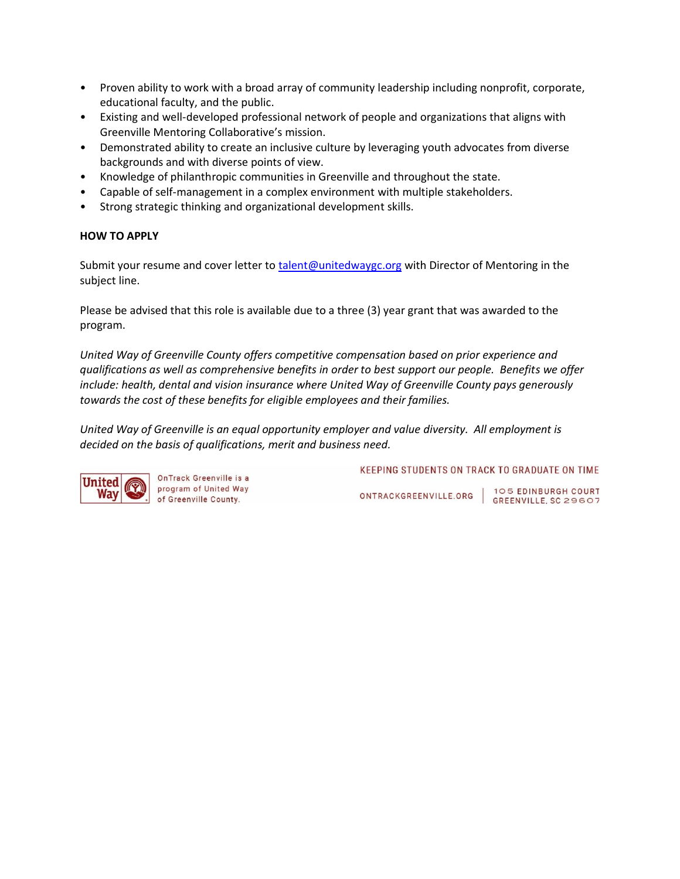- Proven ability to work with a broad array of community leadership including nonprofit, corporate, educational faculty, and the public.
- Existing and well-developed professional network of people and organizations that aligns with Greenville Mentoring Collaborative's mission.
- Demonstrated ability to create an inclusive culture by leveraging youth advocates from diverse backgrounds and with diverse points of view.
- Knowledge of philanthropic communities in Greenville and throughout the state.
- Capable of self-management in a complex environment with multiple stakeholders.
- Strong strategic thinking and organizational development skills.

**HOW TO APPLY**

Submit your resume and cover letter to talent@unitedwaygc.org with Director of Mentoring in the subject line.

Please be advised that this role is available due to a three (3) year grant that was awarded to the program.

*United Way of Greenville County offers competitive compensation based on prior experience and qualifications as well as comprehensive benefits in order to best support our people. Benefits we offer include: health, dental and vision insurance where United Way of Greenville County pays generously towards the cost of these benefits for eligible employees and their families.*

*United Way of Greenville is an equal opportunity employer and value diversity. All employment is decided on the basis of qualifications, merit and business need.*

United Way

OnTrack Greenville is a program of United Way of Greenville County.

KEEPING STUDENTS ON TRACK TO GRADUATE ON TIME

ONTRACKGREENVILLE.ORG | 105 EDINBURGH COURT GREENVILLE, SC 29607